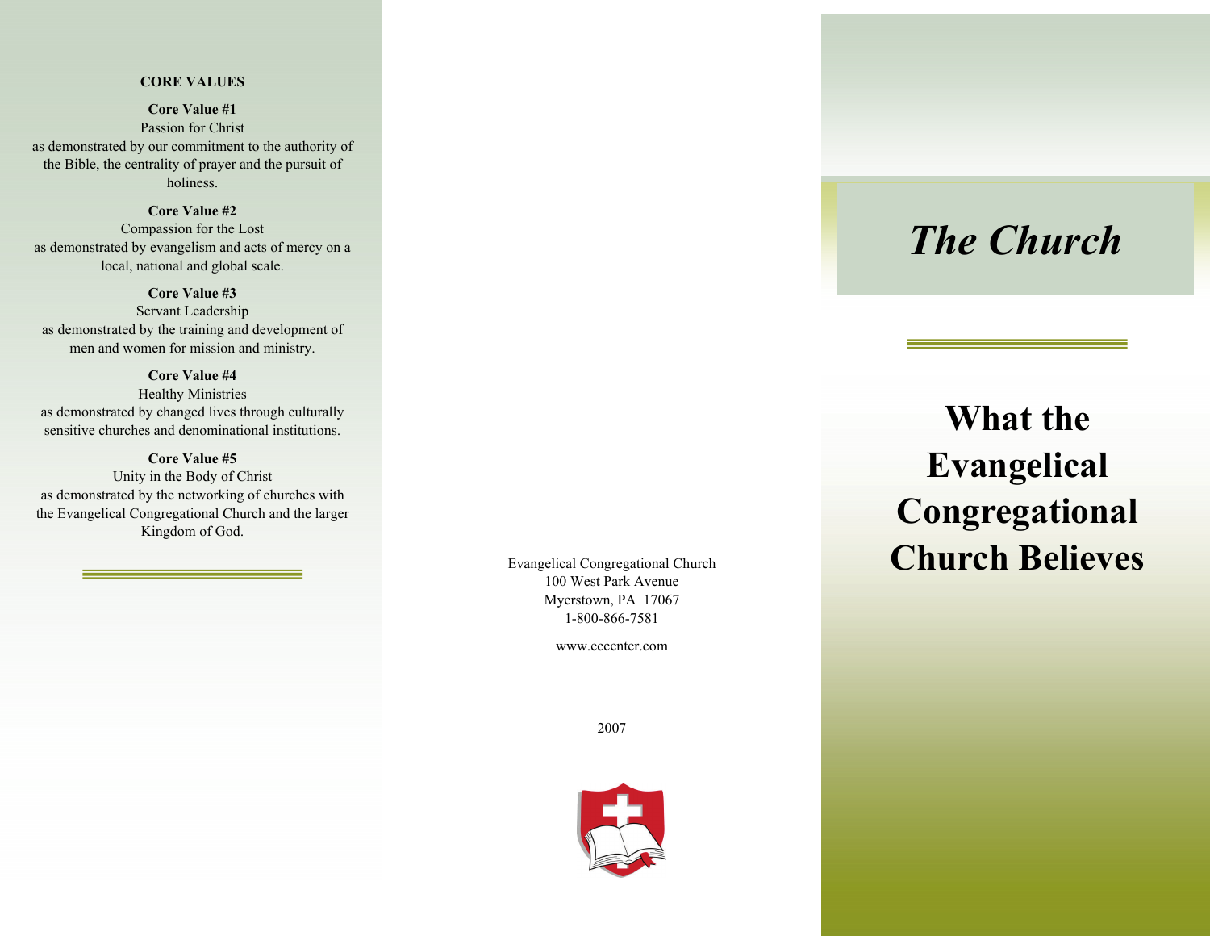## CORE VALUES

**Core Value #1**
Passion for Christ
as demonstrated by our commitment to the authority of the Bible, the centrality of prayer and the pursuit of holiness.

**Core Value #2**
Compassion for the Lost
as demonstrated by evangelism and acts of mercy on a local, national and global scale.

**Core Value #3**
Servant Leadership
as demonstrated by the training and development of men and women for mission and ministry.

**Core Value #4**
Healthy Ministries
as demonstrated by changed lives through culturally sensitive churches and denominational institutions.

**Core Value #5**
Unity in the Body of Christ
as demonstrated by the networking of churches with the Evangelical Congregational Church and the larger Kingdom of God.

Evangelical Congregational Church
100 West Park Avenue
Myerstown, PA 17067
1-800-866-7581

www.eccenter.com

2007

# *The Church*

# What the Evangelical Congregational Church Believes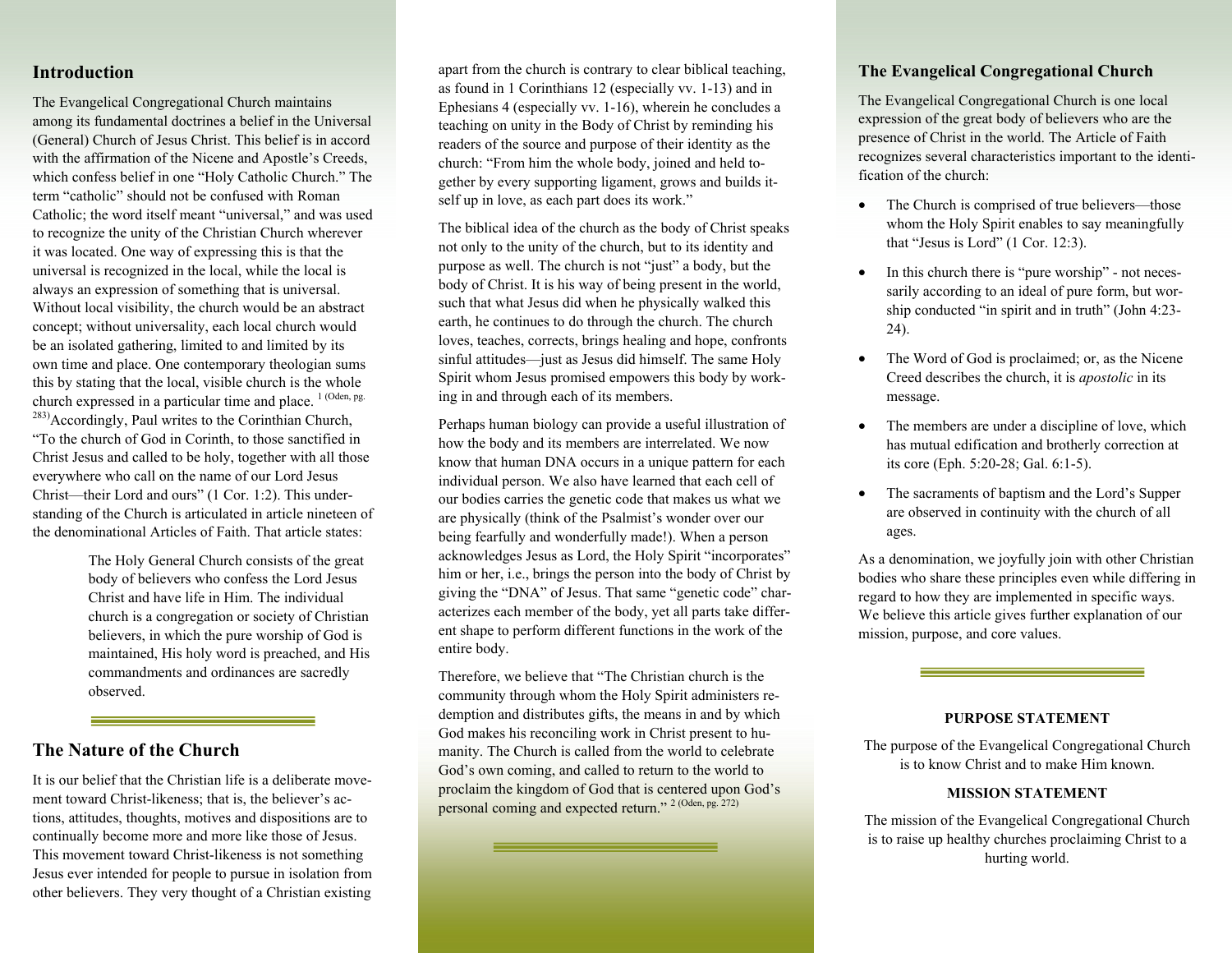## Introduction

The Evangelical Congregational Church maintains among its fundamental doctrines a belief in the Universal (General) Church of Jesus Christ. This belief is in accord with the affirmation of the Nicene and Apostle's Creeds, which confess belief in one "Holy Catholic Church." The term "catholic" should not be confused with Roman Catholic; the word itself meant "universal," and was used to recognize the unity of the Christian Church wherever it was located. One way of expressing this is that the universal is recognized in the local, while the local is always an expression of something that is universal. Without local visibility, the church would be an abstract concept; without universality, each local church would be an isolated gathering, limited to and limited by its own time and place. One contemporary theologian sums this by stating that the local, visible church is the whole church expressed in a particular time and place. [1 (Oden, pg. 283)] Accordingly, Paul writes to the Corinthian Church, "To the church of God in Corinth, to those sanctified in Christ Jesus and called to be holy, together with all those everywhere who call on the name of our Lord Jesus Christ—their Lord and ours" (1 Cor. 1:2). This understanding of the Church is articulated in article nineteen of the denominational Articles of Faith. That article states:

> The Holy General Church consists of the great body of believers who confess the Lord Jesus Christ and have life in Him. The individual church is a congregation or society of Christian believers, in which the pure worship of God is maintained, His holy word is preached, and His commandments and ordinances are sacredly observed.

## The Nature of the Church

It is our belief that the Christian life is a deliberate movement toward Christ-likeness; that is, the believer's actions, attitudes, thoughts, motives and dispositions are to continually become more and more like those of Jesus. This movement toward Christ-likeness is not something Jesus ever intended for people to pursue in isolation from other believers. They very thought of a Christian existing apart from the church is contrary to clear biblical teaching, as found in 1 Corinthians 12 (especially vv. 1-13) and in Ephesians 4 (especially vv. 1-16), wherein he concludes a teaching on unity in the Body of Christ by reminding his readers of the source and purpose of their identity as the church: "From him the whole body, joined and held together by every supporting ligament, grows and builds itself up in love, as each part does its work."

The biblical idea of the church as the body of Christ speaks not only to the unity of the church, but to its identity and purpose as well. The church is not "just" a body, but the body of Christ. It is his way of being present in the world, such that what Jesus did when he physically walked this earth, he continues to do through the church. The church loves, teaches, corrects, brings healing and hope, confronts sinful attitudes—just as Jesus did himself. The same Holy Spirit whom Jesus promised empowers this body by working in and through each of its members.

Perhaps human biology can provide a useful illustration of how the body and its members are interrelated. We now know that human DNA occurs in a unique pattern for each individual person. We also have learned that each cell of our bodies carries the genetic code that makes us what we are physically (think of the Psalmist's wonder over our being fearfully and wonderfully made!). When a person acknowledges Jesus as Lord, the Holy Spirit "incorporates" him or her, i.e., brings the person into the body of Christ by giving the "DNA" of Jesus. That same "genetic code" characterizes each member of the body, yet all parts take different shape to perform different functions in the work of the entire body.

Therefore, we believe that "The Christian church is the community through whom the Holy Spirit administers redemption and distributes gifts, the means in and by which God makes his reconciling work in Christ present to humanity. The Church is called from the world to celebrate God's own coming, and called to return to the world to proclaim the kingdom of God that is centered upon God's personal coming and expected return." [2 (Oden, pg. 272)]

## The Evangelical Congregational Church

The Evangelical Congregational Church is one local expression of the great body of believers who are the presence of Christ in the world. The Article of Faith recognizes several characteristics important to the identification of the church:

- The Church is comprised of true believers—those whom the Holy Spirit enables to say meaningfully that "Jesus is Lord" (1 Cor. 12:3).
- In this church there is "pure worship" - not necessarily according to an ideal of pure form, but worship conducted "in spirit and in truth" (John 4:23-24).
- The Word of God is proclaimed; or, as the Nicene Creed describes the church, it is *apostolic* in its message.
- The members are under a discipline of love, which has mutual edification and brotherly correction at its core (Eph. 5:20-28; Gal. 6:1-5).
- The sacraments of baptism and the Lord's Supper are observed in continuity with the church of all ages.

As a denomination, we joyfully join with other Christian bodies who share these principles even while differing in regard to how they are implemented in specific ways. We believe this article gives further explanation of our mission, purpose, and core values.

**PURPOSE STATEMENT**

The purpose of the Evangelical Congregational Church is to know Christ and to make Him known.

**MISSION STATEMENT**

The mission of the Evangelical Congregational Church is to raise up healthy churches proclaiming Christ to a hurting world.